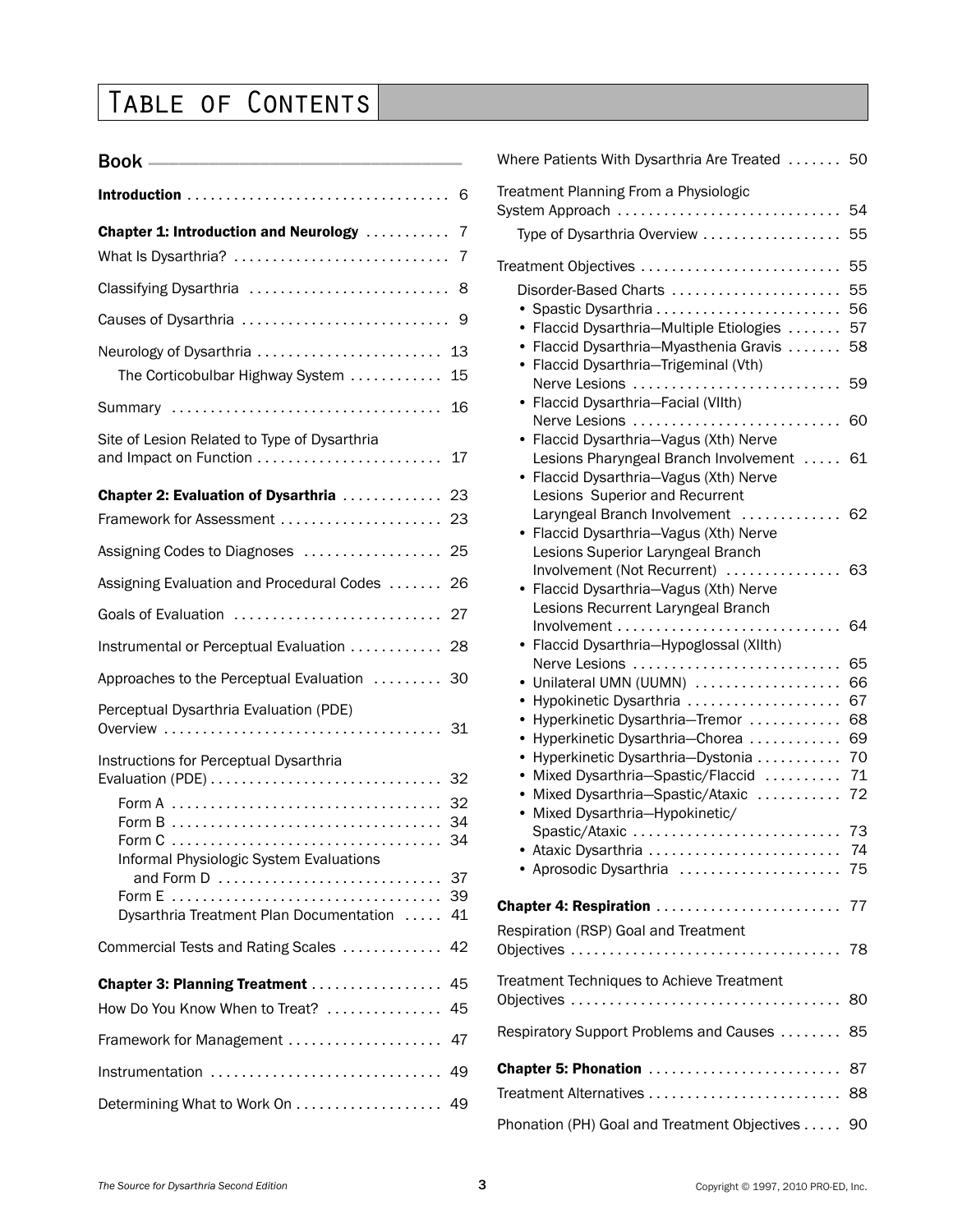# Table of Contents

## Book

**Introduction** .................................. 6

**Chapter 1: Introduction and Neurology** ........... 7

What Is Dysarthria? ............................ 7

Classifying Dysarthria .......................... 8

Causes of Dysarthria ........................... 9

Neurology of Dysarthria ........................ 13

The Corticobulbar Highway System ............ 15

Summary .................................. 16

Site of Lesion Related to Type of Dysarthria and Impact on Function ........................ 17

**Chapter 2: Evaluation of Dysarthria** ............. 23

Framework for Assessment ..................... 23

Assigning Codes to Diagnoses .................. 25

Assigning Evaluation and Procedural Codes ....... 26

Goals of Evaluation ........................... 27

Instrumental or Perceptual Evaluation ............ 28

Approaches to the Perceptual Evaluation ......... 30

Perceptual Dysarthria Evaluation (PDE) Overview .................................... 31

Instructions for Perceptual Dysarthria Evaluation (PDE) .............................. 32

Form A .................................. 32
Form B .................................. 34
Form C .................................. 34
Informal Physiologic System Evaluations and Form D ............................ 37
Form E .................................. 39
Dysarthria Treatment Plan Documentation ..... 41

Commercial Tests and Rating Scales ............. 42

**Chapter 3: Planning Treatment** ................. 45

How Do You Know When to Treat? ............... 45

Framework for Management .................... 47

Instrumentation ............................. 49

Determining What to Work On ................... 49

Where Patients With Dysarthria Are Treated ....... 50

Treatment Planning From a Physiologic System Approach ............................ 54

Type of Dysarthria Overview .................. 55

Treatment Objectives .......................... 55

Disorder-Based Charts ...................... 55

- Spastic Dysarthria ........................ 56
- Flaccid Dysarthria—Multiple Etiologies ....... 57
- Flaccid Dysarthria—Myasthenia Gravis ....... 58
- Flaccid Dysarthria—Trigeminal (Vth) Nerve Lesions .......................... 59
- Flaccid Dysarthria—Facial (VIIth) Nerve Lesions .......................... 60
- Flaccid Dysarthria—Vagus (Xth) Nerve Lesions Pharyngeal Branch Involvement ..... 61
- Flaccid Dysarthria—Vagus (Xth) Nerve Lesions Superior and Recurrent Laryngeal Branch Involvement ............. 62
- Flaccid Dysarthria—Vagus (Xth) Nerve Lesions Superior Laryngeal Branch Involvement (Not Recurrent) ............... 63
- Flaccid Dysarthria—Vagus (Xth) Nerve Lesions Recurrent Laryngeal Branch Involvement ............................ 64
- Flaccid Dysarthria—Hypoglossal (XIIth) Nerve Lesions .......................... 65
- Unilateral UMN (UUMN) .................. 66
- Hypokinetic Dysarthria .................... 67
- Hyperkinetic Dysarthria—Tremor ............ 68
- Hyperkinetic Dysarthria—Chorea ............ 69
- Hyperkinetic Dysarthria—Dystonia ........... 70
- Mixed Dysarthria—Spastic/Flaccid .......... 71
- Mixed Dysarthria—Spastic/Ataxic ........... 72
- Mixed Dysarthria—Hypokinetic/ Spastic/Ataxic .......................... 73
- Ataxic Dysarthria ......................... 74
- Aprosodic Dysarthria ..................... 75

**Chapter 4: Respiration** ........................ 77

Respiration (RSP) Goal and Treatment Objectives .................................. 78

Treatment Techniques to Achieve Treatment Objectives .................................. 80

Respiratory Support Problems and Causes ........ 85

**Chapter 5: Phonation** ......................... 87

Treatment Alternatives ......................... 88

Phonation (PH) Goal and Treatment Objectives ..... 90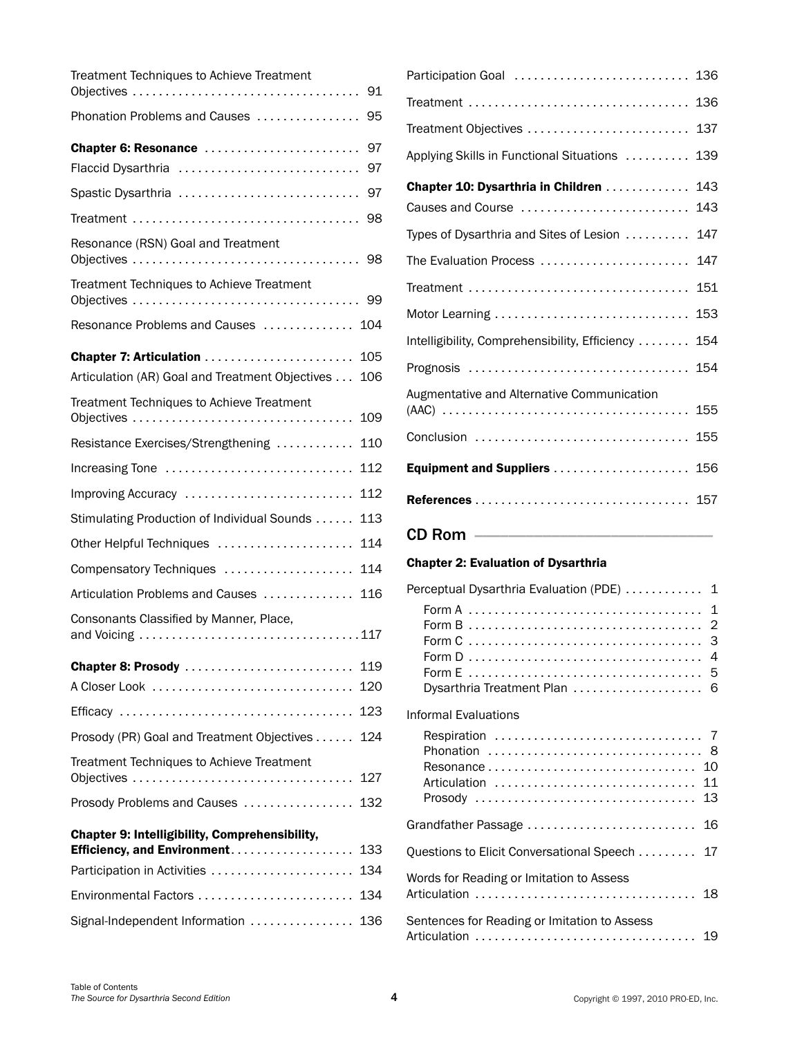Treatment Techniques to Achieve Treatment Objectives ... 91

Phonation Problems and Causes ... 95

**Chapter 6: Resonance** ... 97

Flaccid Dysarthria ... 97

Spastic Dysarthria ... 97

Treatment ... 98

Resonance (RSN) Goal and Treatment Objectives ... 98

Treatment Techniques to Achieve Treatment Objectives ... 99

Resonance Problems and Causes ... 104

**Chapter 7: Articulation** ... 105

Articulation (AR) Goal and Treatment Objectives ... 106

Treatment Techniques to Achieve Treatment Objectives ... 109

Resistance Exercises/Strengthening ... 110

Increasing Tone ... 112

Improving Accuracy ... 112

Stimulating Production of Individual Sounds ... 113

Other Helpful Techniques ... 114

Compensatory Techniques ... 114

Articulation Problems and Causes ... 116

Consonants Classified by Manner, Place, and Voicing ... 117

**Chapter 8: Prosody** ... 119

A Closer Look ... 120

Efficacy ... 123

Prosody (PR) Goal and Treatment Objectives ... 124

Treatment Techniques to Achieve Treatment Objectives ... 127

Prosody Problems and Causes ... 132

**Chapter 9: Intelligibility, Comprehensibility, Efficiency, and Environment** ... 133

Participation in Activities ... 134

Environmental Factors ... 134

Signal-Independent Information ... 136

Participation Goal ... 136

Treatment ... 136

Treatment Objectives ... 137

Applying Skills in Functional Situations ... 139

**Chapter 10: Dysarthria in Children** ... 143

Causes and Course ... 143

Types of Dysarthria and Sites of Lesion ... 147

The Evaluation Process ... 147

Treatment ... 151

Motor Learning ... 153

Intelligibility, Comprehensibility, Efficiency ... 154

Prognosis ... 154

Augmentative and Alternative Communication (AAC) ... 155

Conclusion ... 155

**Equipment and Suppliers** ... 156

**References** ... 157

## CD Rom

**Chapter 2: Evaluation of Dysarthria**

Perceptual Dysarthria Evaluation (PDE) ... 1

- Form A ... 1
- Form B ... 2
- Form C ... 3
- Form D ... 4
- Form E ... 5
- Dysarthria Treatment Plan ... 6

Informal Evaluations

- Respiration ... 7
- Phonation ... 8
- Resonance ... 10
- Articulation ... 11
- Prosody ... 13

Grandfather Passage ... 16

Questions to Elicit Conversational Speech ... 17

Words for Reading or Imitation to Assess Articulation ... 18

Sentences for Reading or Imitation to Assess Articulation ... 19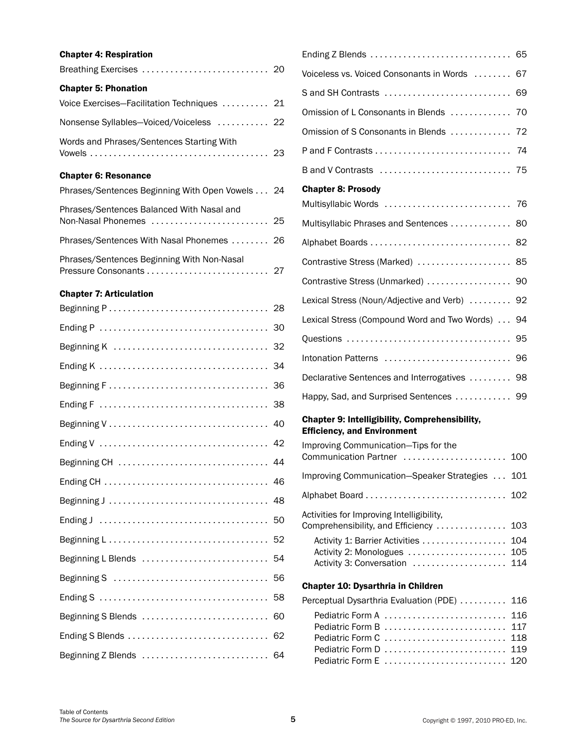**Chapter 4: Respiration**

Breathing Exercises . . . . . . . . . . . . . . . . . . . . . . . . . . . 20

**Chapter 5: Phonation**

Voice Exercises—Facilitation Techniques . . . . . . . . . . 21

Nonsense Syllables—Voiced/Voiceless . . . . . . . . . . . 22

Words and Phrases/Sentences Starting With Vowels . . . . . . . . . . . . . . . . . . . . . . . . . . . . . . . . . . . . . 23

**Chapter 6: Resonance**

Phrases/Sentences Beginning With Open Vowels . . . 24

Phrases/Sentences Balanced With Nasal and Non-Nasal Phonemes . . . . . . . . . . . . . . . . . . . . . . . . . 25

Phrases/Sentences With Nasal Phonemes . . . . . . . . 26

Phrases/Sentences Beginning With Non-Nasal Pressure Consonants . . . . . . . . . . . . . . . . . . . . . . . . . . 27

**Chapter 7: Articulation**

Beginning P . . . . . . . . . . . . . . . . . . . . . . . . . . . . . . . . . 28

Ending P . . . . . . . . . . . . . . . . . . . . . . . . . . . . . . . . . . . 30

Beginning K . . . . . . . . . . . . . . . . . . . . . . . . . . . . . . . . 32

Ending K . . . . . . . . . . . . . . . . . . . . . . . . . . . . . . . . . . . 34

Beginning F . . . . . . . . . . . . . . . . . . . . . . . . . . . . . . . . . 36

Ending F . . . . . . . . . . . . . . . . . . . . . . . . . . . . . . . . . . . 38

Beginning V . . . . . . . . . . . . . . . . . . . . . . . . . . . . . . . . . 40

Ending V . . . . . . . . . . . . . . . . . . . . . . . . . . . . . . . . . . . 42

Beginning CH . . . . . . . . . . . . . . . . . . . . . . . . . . . . . . . 44

Ending CH . . . . . . . . . . . . . . . . . . . . . . . . . . . . . . . . . . 46

Beginning J . . . . . . . . . . . . . . . . . . . . . . . . . . . . . . . . . 48

Ending J . . . . . . . . . . . . . . . . . . . . . . . . . . . . . . . . . . . 50

Beginning L . . . . . . . . . . . . . . . . . . . . . . . . . . . . . . . . . 52

Beginning L Blends . . . . . . . . . . . . . . . . . . . . . . . . . . 54

Beginning S . . . . . . . . . . . . . . . . . . . . . . . . . . . . . . . . 56

Ending S . . . . . . . . . . . . . . . . . . . . . . . . . . . . . . . . . . . 58

Beginning S Blends . . . . . . . . . . . . . . . . . . . . . . . . . . 60

Ending S Blends . . . . . . . . . . . . . . . . . . . . . . . . . . . . . 62

Beginning Z Blends . . . . . . . . . . . . . . . . . . . . . . . . . . 64

Ending Z Blends . . . . . . . . . . . . . . . . . . . . . . . . . . . . . 65

Voiceless vs. Voiced Consonants in Words . . . . . . . . 67

S and SH Contrasts . . . . . . . . . . . . . . . . . . . . . . . . . . 69

Omission of L Consonants in Blends . . . . . . . . . . . . . 70

Omission of S Consonants in Blends . . . . . . . . . . . . . 72

P and F Contrasts . . . . . . . . . . . . . . . . . . . . . . . . . . . . 74

B and V Contrasts . . . . . . . . . . . . . . . . . . . . . . . . . . . 75

**Chapter 8: Prosody**

Multisyllabic Words . . . . . . . . . . . . . . . . . . . . . . . . . . 76

Multisyllabic Phrases and Sentences . . . . . . . . . . . . . 80

Alphabet Boards . . . . . . . . . . . . . . . . . . . . . . . . . . . . . 82

Contrastive Stress (Marked) . . . . . . . . . . . . . . . . . . . . 85

Contrastive Stress (Unmarked) . . . . . . . . . . . . . . . . . . 90

Lexical Stress (Noun/Adjective and Verb) . . . . . . . . . 92

Lexical Stress (Compound Word and Two Words) . . . 94

Questions . . . . . . . . . . . . . . . . . . . . . . . . . . . . . . . . . . 95

Intonation Patterns . . . . . . . . . . . . . . . . . . . . . . . . . . . 96

Declarative Sentences and Interrogatives . . . . . . . . . 98

Happy, Sad, and Surprised Sentences . . . . . . . . . . . . 99

**Chapter 9: Intelligibility, Comprehensibility, Efficiency, and Environment**

Improving Communication—Tips for the Communication Partner . . . . . . . . . . . . . . . . . . . . . . 100

Improving Communication—Speaker Strategies . . . 101

Alphabet Board . . . . . . . . . . . . . . . . . . . . . . . . . . . . . 102

Activities for Improving Intelligibility, Comprehensibility, and Efficiency . . . . . . . . . . . . . . . 103

- Activity 1: Barrier Activities . . . . . . . . . . . . . . . . . . 104
- Activity 2: Monologues . . . . . . . . . . . . . . . . . . . . . 105
- Activity 3: Conversation . . . . . . . . . . . . . . . . . . . . 114

**Chapter 10: Dysarthria in Children**

Perceptual Dysarthria Evaluation (PDE) . . . . . . . . . . 116

- Pediatric Form A . . . . . . . . . . . . . . . . . . . . . . . . . 116
- Pediatric Form B . . . . . . . . . . . . . . . . . . . . . . . . . 117
- Pediatric Form C . . . . . . . . . . . . . . . . . . . . . . . . . 118
- Pediatric Form D . . . . . . . . . . . . . . . . . . . . . . . . . 119
- Pediatric Form E . . . . . . . . . . . . . . . . . . . . . . . . . 120